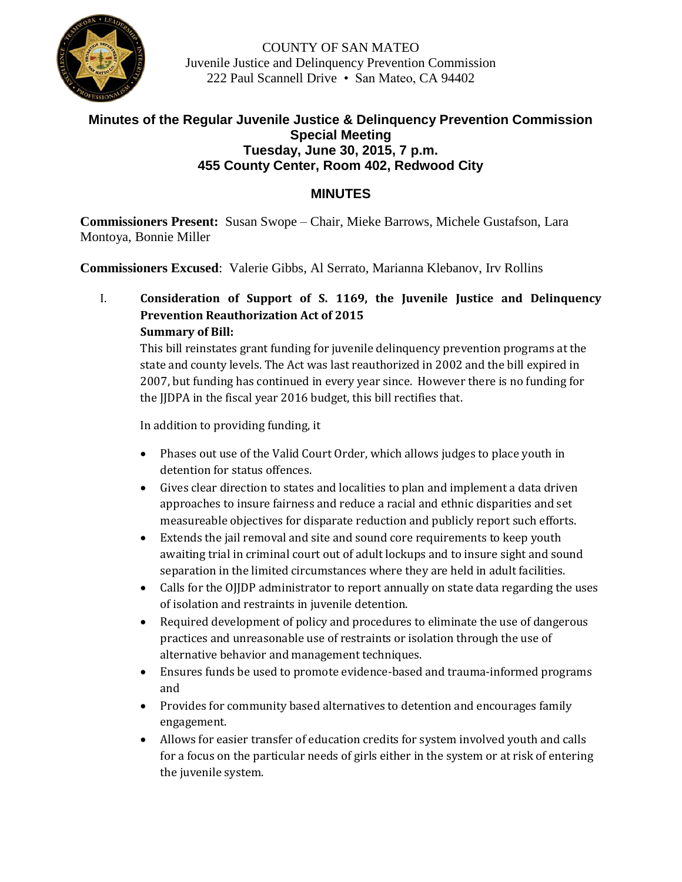COUNTY OF SAN MATEO
Juvenile Justice and Delinquency Prevention Commission
222 Paul Scannell Drive • San Mateo, CA 94402

# Minutes of the Regular Juvenile Justice & Delinquency Prevention Commission Special Meeting
## Tuesday, June 30, 2015, 7 p.m.
## 455 County Center, Room 402, Redwood City

## MINUTES

**Commissioners Present:** Susan Swope – Chair, Mieke Barrows, Michele Gustafson, Lara Montoya, Bonnie Miller

**Commissioners Excused**: Valerie Gibbs, Al Serrato, Marianna Klebanov, Irv Rollins

I. **Consideration of Support of S. 1169, the Juvenile Justice and Delinquency Prevention Reauthorization Act of 2015**

**Summary of Bill:**

This bill reinstates grant funding for juvenile delinquency prevention programs at the state and county levels. The Act was last reauthorized in 2002 and the bill expired in 2007, but funding has continued in every year since. However there is no funding for the JJDPA in the fiscal year 2016 budget, this bill rectifies that.

In addition to providing funding, it

- Phases out use of the Valid Court Order, which allows judges to place youth in detention for status offences.
- Gives clear direction to states and localities to plan and implement a data driven approaches to insure fairness and reduce a racial and ethnic disparities and set measureable objectives for disparate reduction and publicly report such efforts.
- Extends the jail removal and site and sound core requirements to keep youth awaiting trial in criminal court out of adult lockups and to insure sight and sound separation in the limited circumstances where they are held in adult facilities.
- Calls for the OJJDP administrator to report annually on state data regarding the uses of isolation and restraints in juvenile detention.
- Required development of policy and procedures to eliminate the use of dangerous practices and unreasonable use of restraints or isolation through the use of alternative behavior and management techniques.
- Ensures funds be used to promote evidence-based and trauma-informed programs and
- Provides for community based alternatives to detention and encourages family engagement.
- Allows for easier transfer of education credits for system involved youth and calls for a focus on the particular needs of girls either in the system or at risk of entering the juvenile system.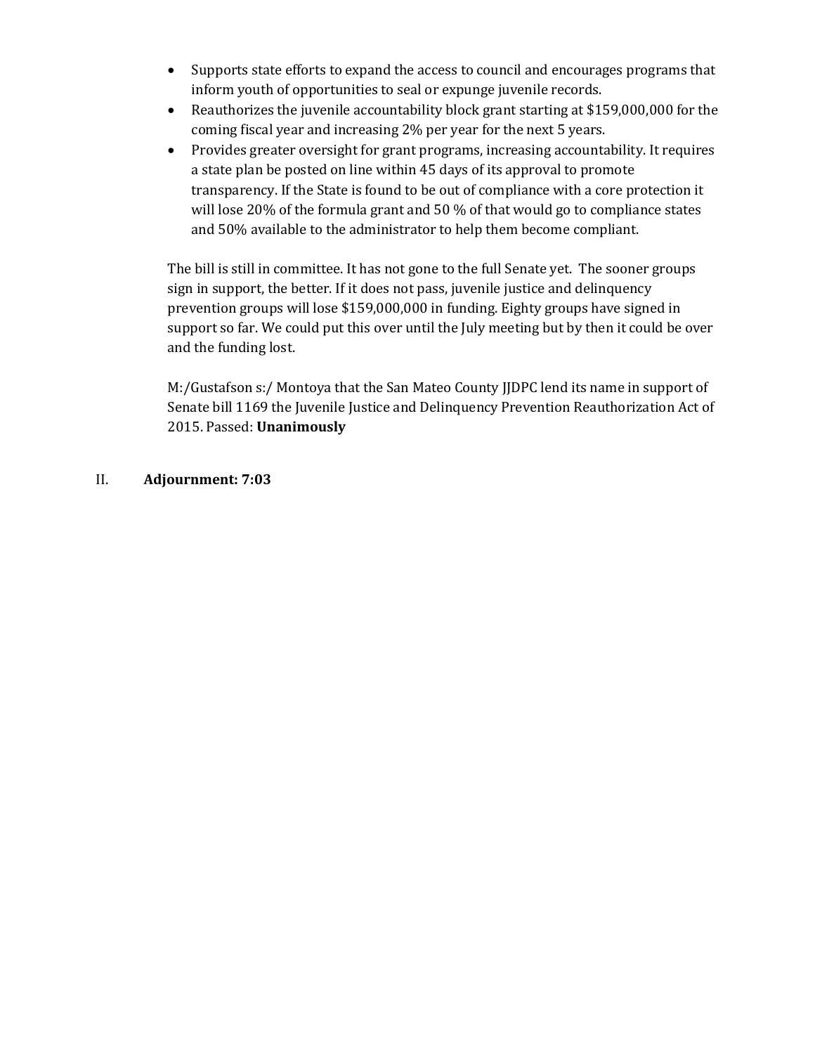- Supports state efforts to expand the access to council and encourages programs that inform youth of opportunities to seal or expunge juvenile records.
- Reauthorizes the juvenile accountability block grant starting at $159,000,000 for the coming fiscal year and increasing 2% per year for the next 5 years.
- Provides greater oversight for grant programs, increasing accountability. It requires a state plan be posted on line within 45 days of its approval to promote transparency. If the State is found to be out of compliance with a core protection it will lose 20% of the formula grant and 50 % of that would go to compliance states and 50% available to the administrator to help them become compliant.

The bill is still in committee. It has not gone to the full Senate yet. The sooner groups sign in support, the better. If it does not pass, juvenile justice and delinquency prevention groups will lose $159,000,000 in funding. Eighty groups have signed in support so far. We could put this over until the July meeting but by then it could be over and the funding lost.

M:/Gustafson s:/ Montoya that the San Mateo County JJDPC lend its name in support of Senate bill 1169 the Juvenile Justice and Delinquency Prevention Reauthorization Act of 2015. Passed: **Unanimously**

II. **Adjournment: 7:03**